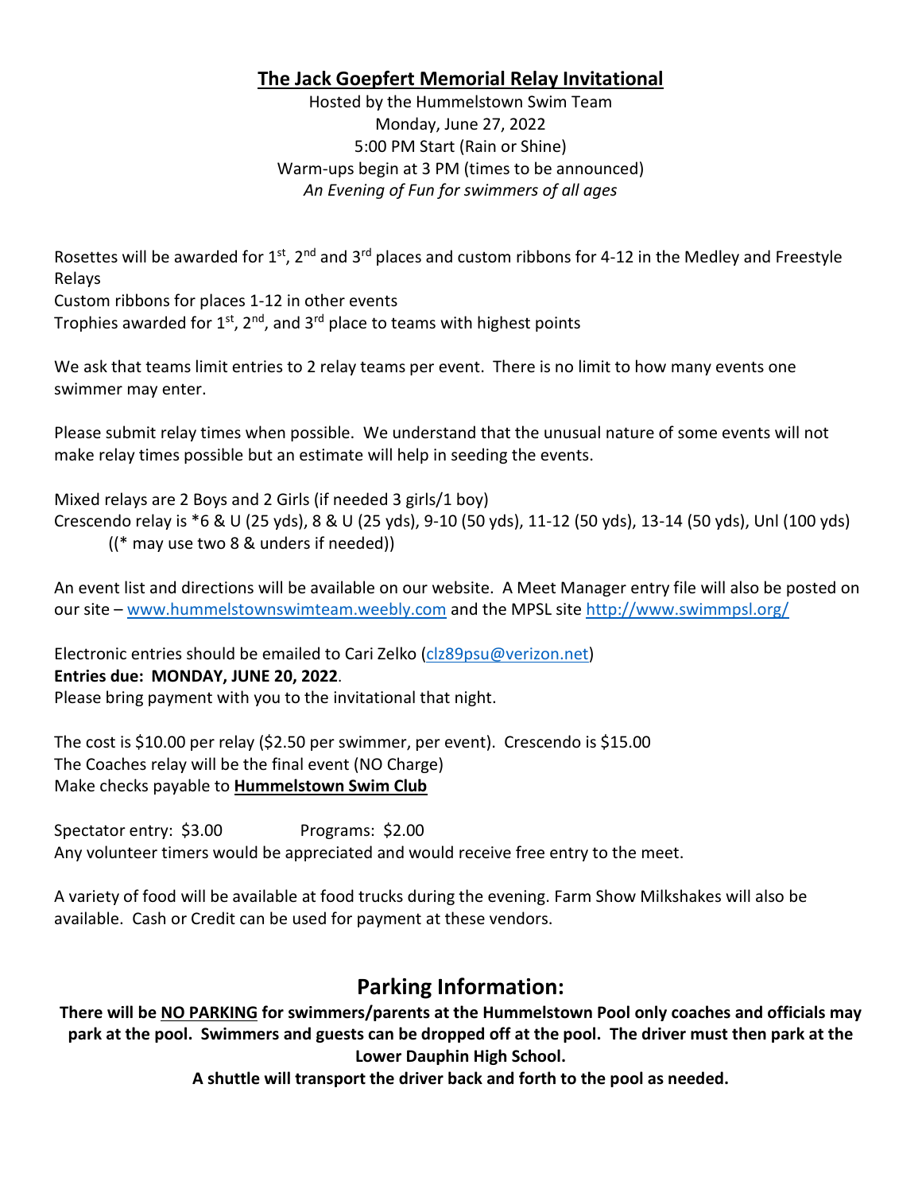# The Jack Goepfert Memorial Relay Invitational

Hosted by the Hummelstown Swim Team
Monday, June 27, 2022
5:00 PM Start (Rain or Shine)
Warm-ups begin at 3 PM (times to be announced)
*An Evening of Fun for swimmers of all ages*

Rosettes will be awarded for 1st, 2nd and 3rd places and custom ribbons for 4-12 in the Medley and Freestyle Relays
Custom ribbons for places 1-12 in other events
Trophies awarded for 1st, 2nd, and 3rd place to teams with highest points

We ask that teams limit entries to 2 relay teams per event. There is no limit to how many events one swimmer may enter.

Please submit relay times when possible. We understand that the unusual nature of some events will not make relay times possible but an estimate will help in seeding the events.

Mixed relays are 2 Boys and 2 Girls (if needed 3 girls/1 boy)
Crescendo relay is *6 & U (25 yds), 8 & U (25 yds), 9-10 (50 yds), 11-12 (50 yds), 13-14 (50 yds), Unl (100 yds)
((* may use two 8 & unders if needed))

An event list and directions will be available on our website. A Meet Manager entry file will also be posted on our site – www.hummelstownswimteam.weebly.com and the MPSL site http://www.swimmpsl.org/

Electronic entries should be emailed to Cari Zelko (clz89psu@verizon.net)
**Entries due: MONDAY, JUNE 20, 2022**.
Please bring payment with you to the invitational that night.

The cost is $10.00 per relay ($2.50 per swimmer, per event). Crescendo is $15.00
The Coaches relay will be the final event (NO Charge)
Make checks payable to **Hummelstown Swim Club**

Spectator entry: $3.00 Programs: $2.00
Any volunteer timers would be appreciated and would receive free entry to the meet.

A variety of food will be available at food trucks during the evening. Farm Show Milkshakes will also be available. Cash or Credit can be used for payment at these vendors.

## Parking Information:

**There will be NO PARKING for swimmers/parents at the Hummelstown Pool only coaches and officials may park at the pool. Swimmers and guests can be dropped off at the pool. The driver must then park at the Lower Dauphin High School.**

**A shuttle will transport the driver back and forth to the pool as needed.**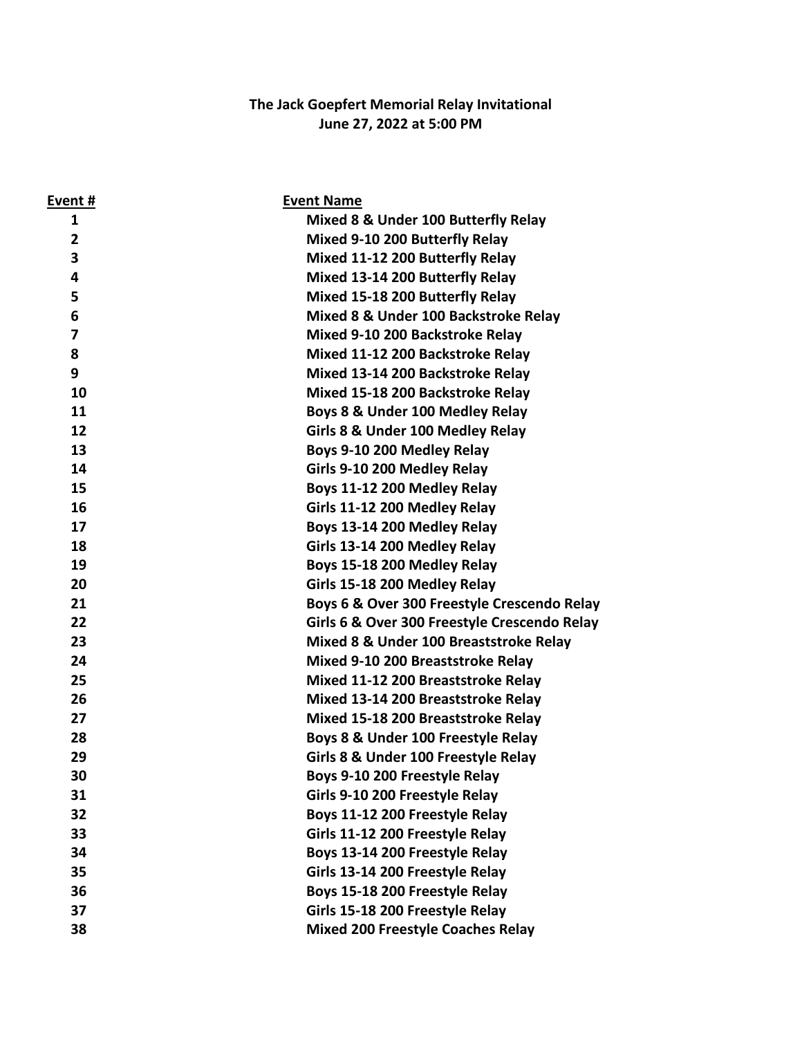**The Jack Goepfert Memorial Relay Invitational**
**June 27, 2022 at 5:00 PM**

| Event # | Event Name |
|---|---|
| 1 | Mixed 8 & Under 100 Butterfly Relay |
| 2 | Mixed 9-10 200 Butterfly Relay |
| 3 | Mixed 11-12 200 Butterfly Relay |
| 4 | Mixed 13-14 200 Butterfly Relay |
| 5 | Mixed 15-18 200 Butterfly Relay |
| 6 | Mixed 8 & Under 100 Backstroke Relay |
| 7 | Mixed 9-10 200 Backstroke Relay |
| 8 | Mixed 11-12 200 Backstroke Relay |
| 9 | Mixed 13-14 200 Backstroke Relay |
| 10 | Mixed 15-18 200 Backstroke Relay |
| 11 | Boys 8 & Under 100 Medley Relay |
| 12 | Girls 8 & Under 100 Medley Relay |
| 13 | Boys 9-10 200 Medley Relay |
| 14 | Girls 9-10 200 Medley Relay |
| 15 | Boys 11-12 200 Medley Relay |
| 16 | Girls 11-12 200 Medley Relay |
| 17 | Boys 13-14 200 Medley Relay |
| 18 | Girls 13-14 200 Medley Relay |
| 19 | Boys 15-18 200 Medley Relay |
| 20 | Girls 15-18 200 Medley Relay |
| 21 | Boys 6 & Over 300 Freestyle Crescendo Relay |
| 22 | Girls 6 & Over 300 Freestyle Crescendo Relay |
| 23 | Mixed 8 & Under 100 Breaststroke Relay |
| 24 | Mixed 9-10 200 Breaststroke Relay |
| 25 | Mixed 11-12 200 Breaststroke Relay |
| 26 | Mixed 13-14 200 Breaststroke Relay |
| 27 | Mixed 15-18 200 Breaststroke Relay |
| 28 | Boys 8 & Under 100 Freestyle Relay |
| 29 | Girls 8 & Under 100 Freestyle Relay |
| 30 | Boys 9-10 200 Freestyle Relay |
| 31 | Girls 9-10 200 Freestyle Relay |
| 32 | Boys 11-12 200 Freestyle Relay |
| 33 | Girls 11-12 200 Freestyle Relay |
| 34 | Boys 13-14 200 Freestyle Relay |
| 35 | Girls 13-14 200 Freestyle Relay |
| 36 | Boys 15-18 200 Freestyle Relay |
| 37 | Girls 15-18 200 Freestyle Relay |
| 38 | Mixed 200 Freestyle Coaches Relay |